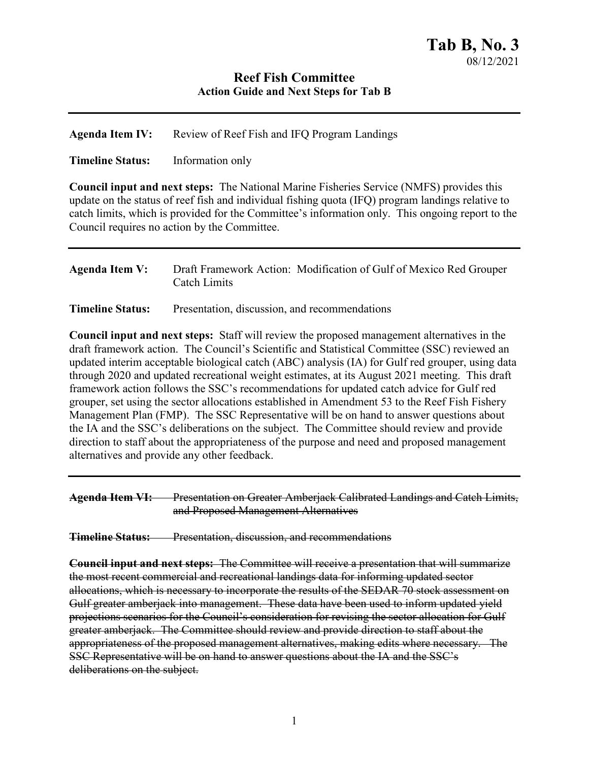# Tab B, No. 3

08/12/2021

## Reef Fish Committee
### Action Guide and Next Steps for Tab B

---

**Agenda Item IV:** Review of Reef Fish and IFQ Program Landings

**Timeline Status:** Information only

**Council input and next steps:** The National Marine Fisheries Service (NMFS) provides this update on the status of reef fish and individual fishing quota (IFQ) program landings relative to catch limits, which is provided for the Committee's information only. This ongoing report to the Council requires no action by the Committee.

---

**Agenda Item V:** Draft Framework Action: Modification of Gulf of Mexico Red Grouper Catch Limits

**Timeline Status:** Presentation, discussion, and recommendations

**Council input and next steps:** Staff will review the proposed management alternatives in the draft framework action. The Council's Scientific and Statistical Committee (SSC) reviewed an updated interim acceptable biological catch (ABC) analysis (IA) for Gulf red grouper, using data through 2020 and updated recreational weight estimates, at its August 2021 meeting. This draft framework action follows the SSC's recommendations for updated catch advice for Gulf red grouper, set using the sector allocations established in Amendment 53 to the Reef Fish Fishery Management Plan (FMP). The SSC Representative will be on hand to answer questions about the IA and the SSC's deliberations on the subject. The Committee should review and provide direction to staff about the appropriateness of the purpose and need and proposed management alternatives and provide any other feedback.

---

~~**Agenda Item VI:** Presentation on Greater Amberjack Calibrated Landings and Catch Limits, and Proposed Management Alternatives~~

~~**Timeline Status:** Presentation, discussion, and recommendations~~

~~**Council input and next steps:** The Committee will receive a presentation that will summarize the most recent commercial and recreational landings data for informing updated sector allocations, which is necessary to incorporate the results of the SEDAR 70 stock assessment on Gulf greater amberjack into management. These data have been used to inform updated yield projections scenarios for the Council's consideration for revising the sector allocation for Gulf greater amberjack. The Committee should review and provide direction to staff about the appropriateness of the proposed management alternatives, making edits where necessary. The SSC Representative will be on hand to answer questions about the IA and the SSC's deliberations on the subject.~~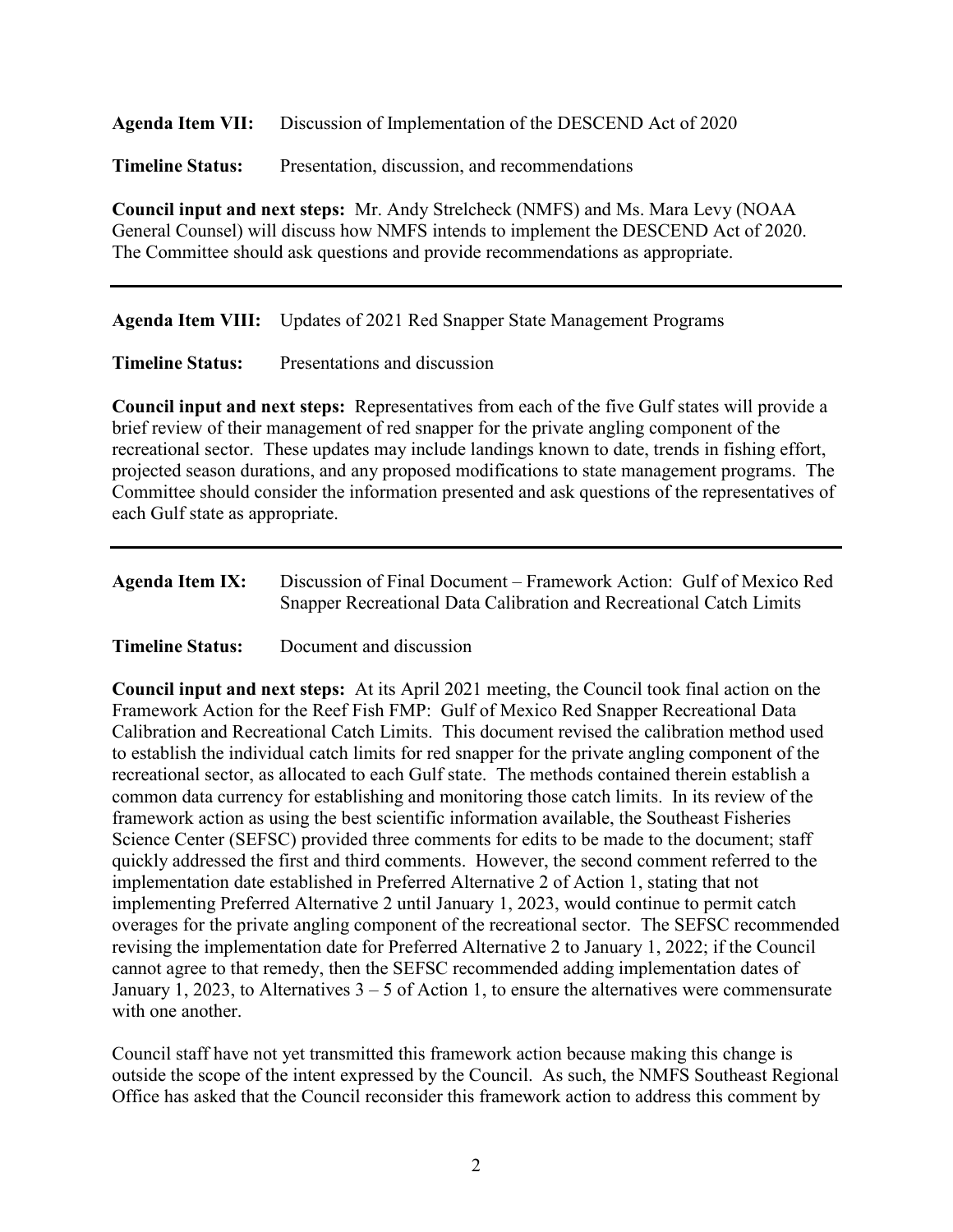**Agenda Item VII:** Discussion of Implementation of the DESCEND Act of 2020

**Timeline Status:** Presentation, discussion, and recommendations

**Council input and next steps:** Mr. Andy Strelcheck (NMFS) and Ms. Mara Levy (NOAA General Counsel) will discuss how NMFS intends to implement the DESCEND Act of 2020. The Committee should ask questions and provide recommendations as appropriate.

---

**Agenda Item VIII:** Updates of 2021 Red Snapper State Management Programs

**Timeline Status:** Presentations and discussion

**Council input and next steps:** Representatives from each of the five Gulf states will provide a brief review of their management of red snapper for the private angling component of the recreational sector. These updates may include landings known to date, trends in fishing effort, projected season durations, and any proposed modifications to state management programs. The Committee should consider the information presented and ask questions of the representatives of each Gulf state as appropriate.

---

**Agenda Item IX:** Discussion of Final Document – Framework Action: Gulf of Mexico Red Snapper Recreational Data Calibration and Recreational Catch Limits

**Timeline Status:** Document and discussion

**Council input and next steps:** At its April 2021 meeting, the Council took final action on the Framework Action for the Reef Fish FMP: Gulf of Mexico Red Snapper Recreational Data Calibration and Recreational Catch Limits. This document revised the calibration method used to establish the individual catch limits for red snapper for the private angling component of the recreational sector, as allocated to each Gulf state. The methods contained therein establish a common data currency for establishing and monitoring those catch limits. In its review of the framework action as using the best scientific information available, the Southeast Fisheries Science Center (SEFSC) provided three comments for edits to be made to the document; staff quickly addressed the first and third comments. However, the second comment referred to the implementation date established in Preferred Alternative 2 of Action 1, stating that not implementing Preferred Alternative 2 until January 1, 2023, would continue to permit catch overages for the private angling component of the recreational sector. The SEFSC recommended revising the implementation date for Preferred Alternative 2 to January 1, 2022; if the Council cannot agree to that remedy, then the SEFSC recommended adding implementation dates of January 1, 2023, to Alternatives 3 – 5 of Action 1, to ensure the alternatives were commensurate with one another.

Council staff have not yet transmitted this framework action because making this change is outside the scope of the intent expressed by the Council. As such, the NMFS Southeast Regional Office has asked that the Council reconsider this framework action to address this comment by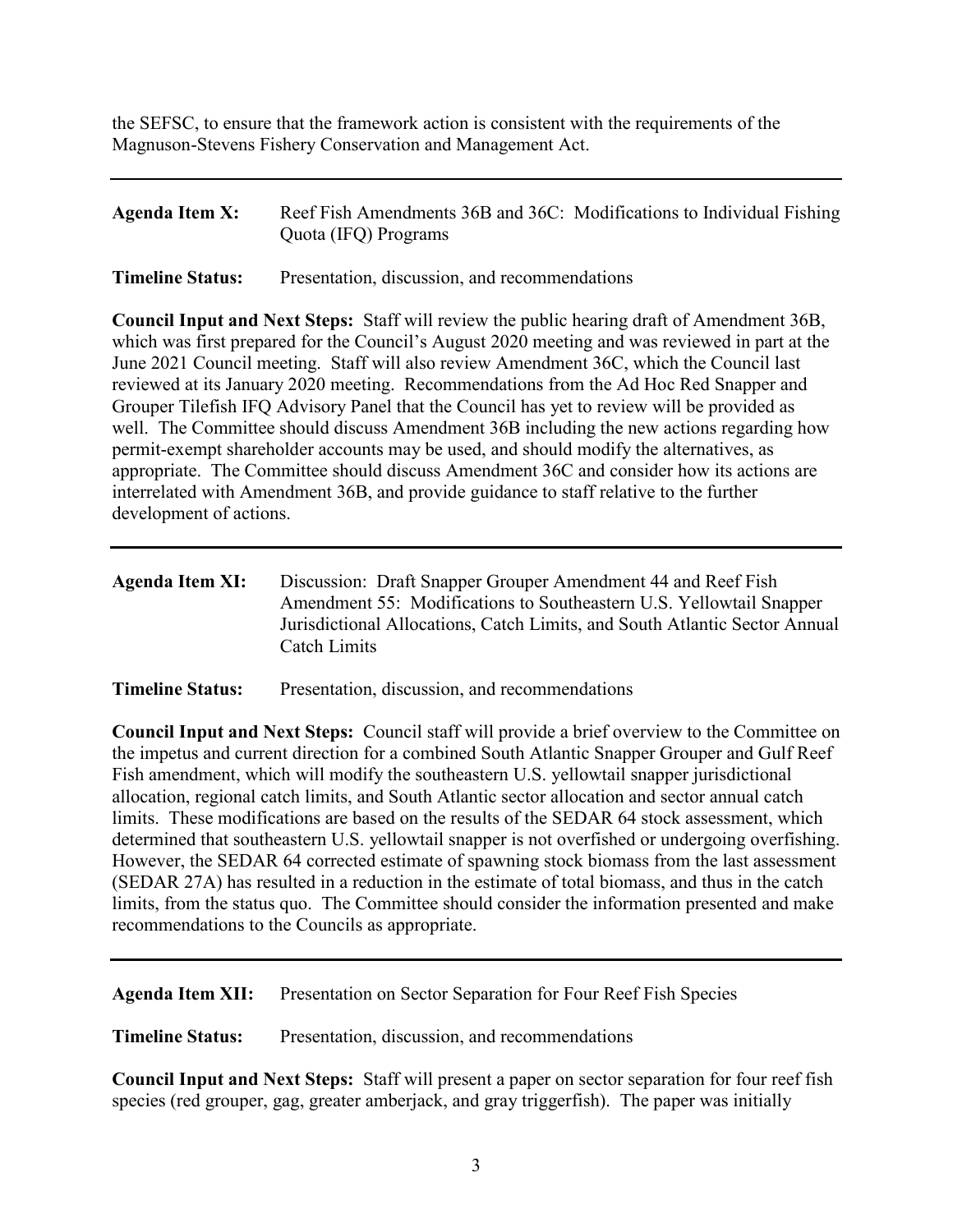the SEFSC, to ensure that the framework action is consistent with the requirements of the Magnuson-Stevens Fishery Conservation and Management Act.

---

**Agenda Item X:** Reef Fish Amendments 36B and 36C: Modifications to Individual Fishing Quota (IFQ) Programs

**Timeline Status:** Presentation, discussion, and recommendations

**Council Input and Next Steps:** Staff will review the public hearing draft of Amendment 36B, which was first prepared for the Council's August 2020 meeting and was reviewed in part at the June 2021 Council meeting. Staff will also review Amendment 36C, which the Council last reviewed at its January 2020 meeting. Recommendations from the Ad Hoc Red Snapper and Grouper Tilefish IFQ Advisory Panel that the Council has yet to review will be provided as well. The Committee should discuss Amendment 36B including the new actions regarding how permit-exempt shareholder accounts may be used, and should modify the alternatives, as appropriate. The Committee should discuss Amendment 36C and consider how its actions are interrelated with Amendment 36B, and provide guidance to staff relative to the further development of actions.

---

**Agenda Item XI:** Discussion: Draft Snapper Grouper Amendment 44 and Reef Fish Amendment 55: Modifications to Southeastern U.S. Yellowtail Snapper Jurisdictional Allocations, Catch Limits, and South Atlantic Sector Annual Catch Limits

**Timeline Status:** Presentation, discussion, and recommendations

**Council Input and Next Steps:** Council staff will provide a brief overview to the Committee on the impetus and current direction for a combined South Atlantic Snapper Grouper and Gulf Reef Fish amendment, which will modify the southeastern U.S. yellowtail snapper jurisdictional allocation, regional catch limits, and South Atlantic sector allocation and sector annual catch limits. These modifications are based on the results of the SEDAR 64 stock assessment, which determined that southeastern U.S. yellowtail snapper is not overfished or undergoing overfishing. However, the SEDAR 64 corrected estimate of spawning stock biomass from the last assessment (SEDAR 27A) has resulted in a reduction in the estimate of total biomass, and thus in the catch limits, from the status quo. The Committee should consider the information presented and make recommendations to the Councils as appropriate.

---

**Agenda Item XII:** Presentation on Sector Separation for Four Reef Fish Species

**Timeline Status:** Presentation, discussion, and recommendations

**Council Input and Next Steps:** Staff will present a paper on sector separation for four reef fish species (red grouper, gag, greater amberjack, and gray triggerfish). The paper was initially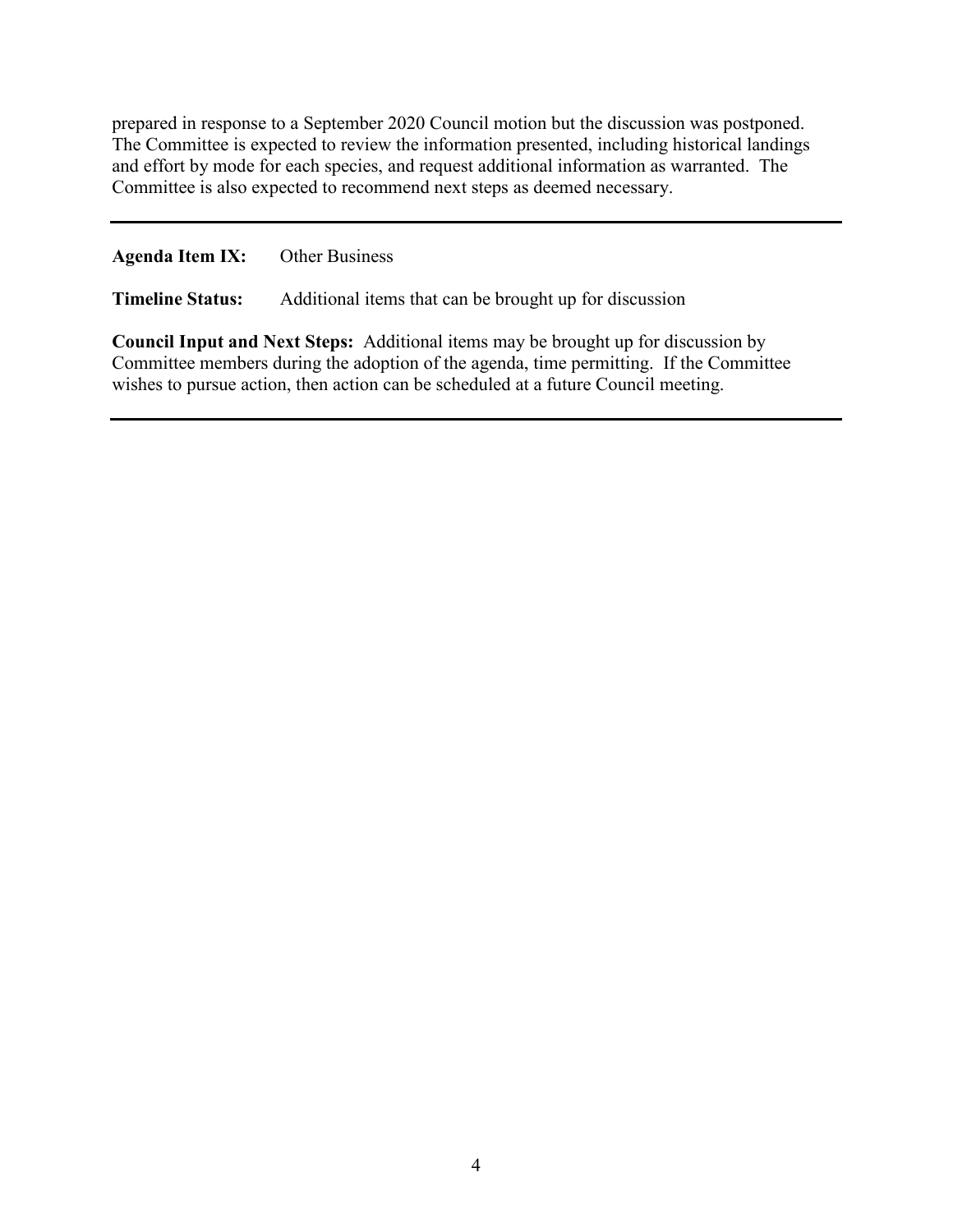prepared in response to a September 2020 Council motion but the discussion was postponed. The Committee is expected to review the information presented, including historical landings and effort by mode for each species, and request additional information as warranted. The Committee is also expected to recommend next steps as deemed necessary.

---

**Agenda Item IX:** Other Business

**Timeline Status:** Additional items that can be brought up for discussion

**Council Input and Next Steps:** Additional items may be brought up for discussion by Committee members during the adoption of the agenda, time permitting. If the Committee wishes to pursue action, then action can be scheduled at a future Council meeting.

---